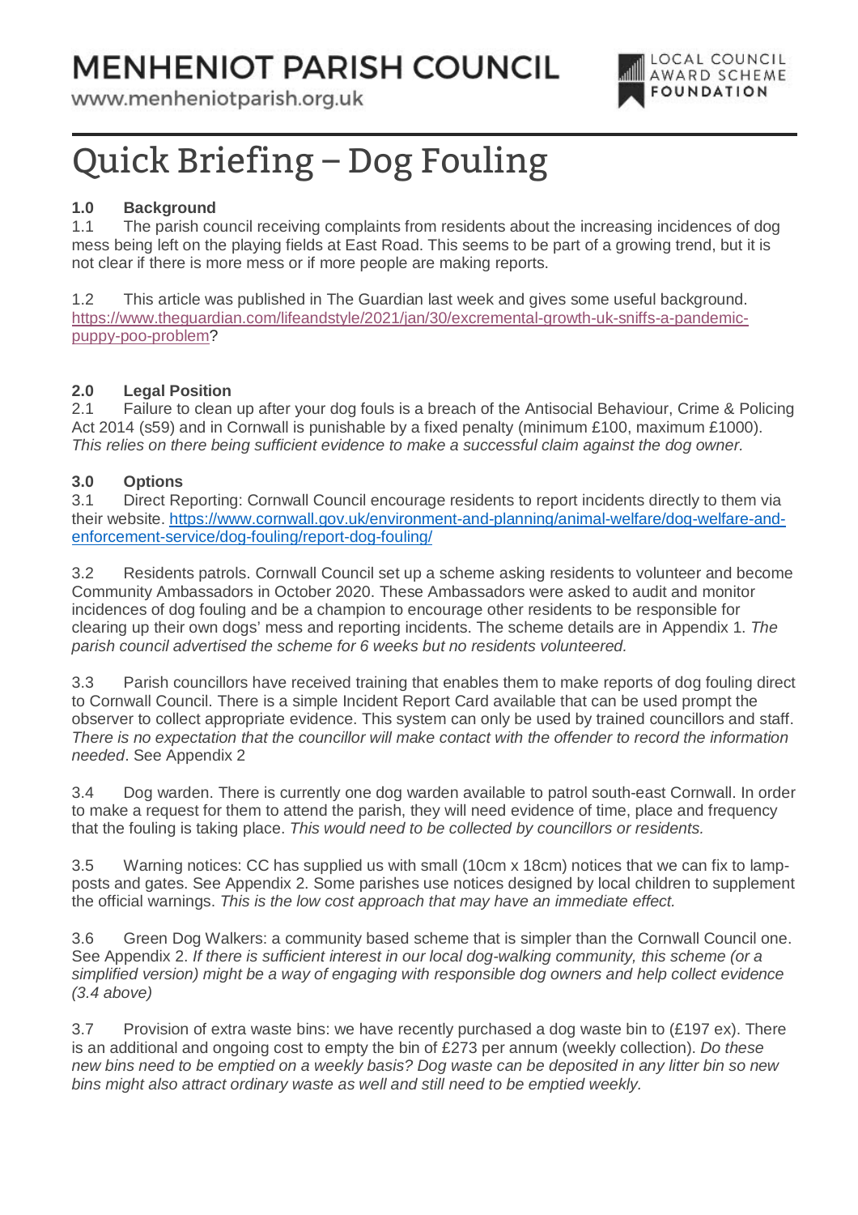# MENHENIOT PARISH COUNCIL

www.menheniotparish.org.uk

LOCAL COUNCIL AWARD SCHEME FOUNDATION

# Quick Briefing – Dog Fouling

## 1.0 Background

1.1 The parish council receiving complaints from residents about the increasing incidences of dog mess being left on the playing fields at East Road. This seems to be part of a growing trend, but it is not clear if there is more mess or if more people are making reports.

1.2 This article was published in The Guardian last week and gives some useful background. https://www.theguardian.com/lifeandstyle/2021/jan/30/excremental-growth-uk-sniffs-a-pandemic-puppy-poo-problem?

## 2.0 Legal Position

2.1 Failure to clean up after your dog fouls is a breach of the Antisocial Behaviour, Crime & Policing Act 2014 (s59) and in Cornwall is punishable by a fixed penalty (minimum £100, maximum £1000). *This relies on there being sufficient evidence to make a successful claim against the dog owner.*

## 3.0 Options

3.1 Direct Reporting: Cornwall Council encourage residents to report incidents directly to them via their website. https://www.cornwall.gov.uk/environment-and-planning/animal-welfare/dog-welfare-and-enforcement-service/dog-fouling/report-dog-fouling/

3.2 Residents patrols. Cornwall Council set up a scheme asking residents to volunteer and become Community Ambassadors in October 2020. These Ambassadors were asked to audit and monitor incidences of dog fouling and be a champion to encourage other residents to be responsible for clearing up their own dogs' mess and reporting incidents. The scheme details are in Appendix 1. *The parish council advertised the scheme for 6 weeks but no residents volunteered.*

3.3 Parish councillors have received training that enables them to make reports of dog fouling direct to Cornwall Council. There is a simple Incident Report Card available that can be used prompt the observer to collect appropriate evidence. This system can only be used by trained councillors and staff. *There is no expectation that the councillor will make contact with the offender to record the information needed*. See Appendix 2

3.4 Dog warden. There is currently one dog warden available to patrol south-east Cornwall. In order to make a request for them to attend the parish, they will need evidence of time, place and frequency that the fouling is taking place. *This would need to be collected by councillors or residents.*

3.5 Warning notices: CC has supplied us with small (10cm x 18cm) notices that we can fix to lamp-posts and gates. See Appendix 2. Some parishes use notices designed by local children to supplement the official warnings. *This is the low cost approach that may have an immediate effect.*

3.6 Green Dog Walkers: a community based scheme that is simpler than the Cornwall Council one. See Appendix 2. *If there is sufficient interest in our local dog-walking community, this scheme (or a simplified version) might be a way of engaging with responsible dog owners and help collect evidence (3.4 above)*

3.7 Provision of extra waste bins: we have recently purchased a dog waste bin to (£197 ex). There is an additional and ongoing cost to empty the bin of £273 per annum (weekly collection). *Do these new bins need to be emptied on a weekly basis? Dog waste can be deposited in any litter bin so new bins might also attract ordinary waste as well and still need to be emptied weekly.*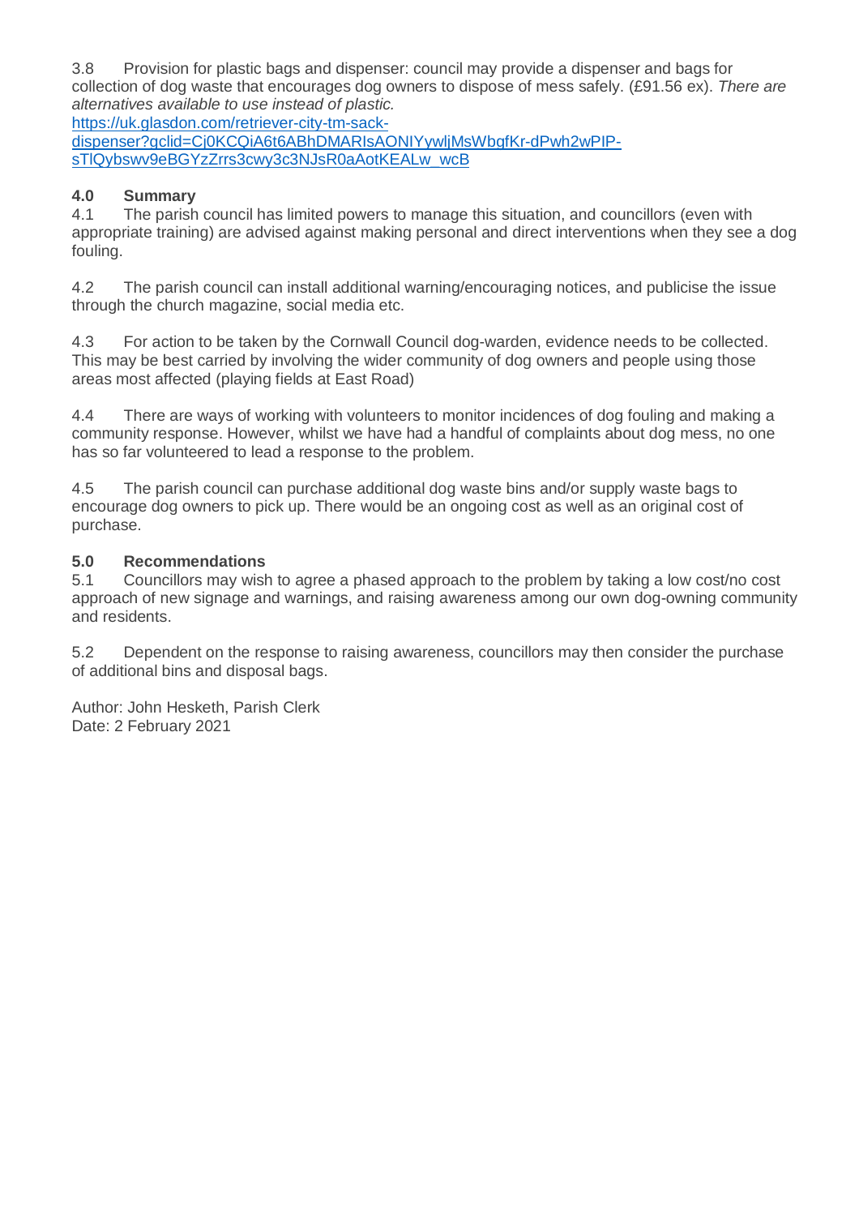3.8 Provision for plastic bags and dispenser: council may provide a dispenser and bags for collection of dog waste that encourages dog owners to dispose of mess safely. (£91.56 ex). *There are alternatives available to use instead of plastic.*
https://uk.glasdon.com/retriever-city-tm-sack-dispenser?gclid=Cj0KCQiA6t6ABhDMARIsAONIYywljMsWbgfKr-dPwh2wPIP-sTlQybswv9eBGYzZrrs3cwy3c3NJsR0aAotKEALw_wcB

## 4.0 Summary

4.1 The parish council has limited powers to manage this situation, and councillors (even with appropriate training) are advised against making personal and direct interventions when they see a dog fouling.

4.2 The parish council can install additional warning/encouraging notices, and publicise the issue through the church magazine, social media etc.

4.3 For action to be taken by the Cornwall Council dog-warden, evidence needs to be collected. This may be best carried by involving the wider community of dog owners and people using those areas most affected (playing fields at East Road)

4.4 There are ways of working with volunteers to monitor incidences of dog fouling and making a community response. However, whilst we have had a handful of complaints about dog mess, no one has so far volunteered to lead a response to the problem.

4.5 The parish council can purchase additional dog waste bins and/or supply waste bags to encourage dog owners to pick up. There would be an ongoing cost as well as an original cost of purchase.

## 5.0 Recommendations

5.1 Councillors may wish to agree a phased approach to the problem by taking a low cost/no cost approach of new signage and warnings, and raising awareness among our own dog-owning community and residents.

5.2 Dependent on the response to raising awareness, councillors may then consider the purchase of additional bins and disposal bags.

Author: John Hesketh, Parish Clerk
Date: 2 February 2021